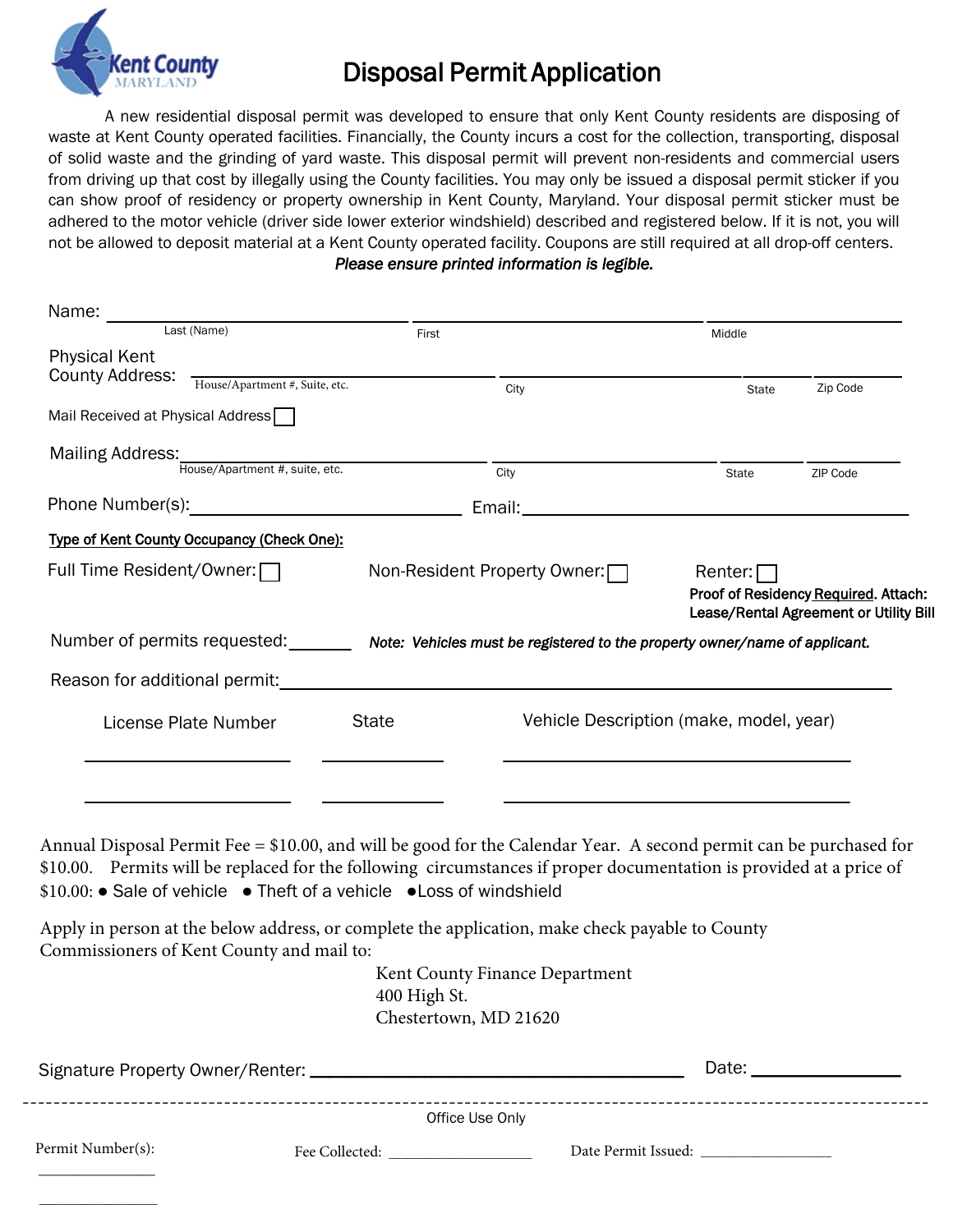Kent County
MARYLAND

# Disposal Permit Application

A new residential disposal permit was developed to ensure that only Kent County residents are disposing of waste at Kent County operated facilities. Financially, the County incurs a cost for the collection, transporting, disposal of solid waste and the grinding of yard waste. This disposal permit will prevent non-residents and commercial users from driving up that cost by illegally using the County facilities. You may only be issued a disposal permit sticker if you can show proof of residency or property ownership in Kent County, Maryland. Your disposal permit sticker must be adhered to the motor vehicle (driver side lower exterior windshield) described and registered below. If it is not, you will not be allowed to deposit material at a Kent County operated facility. Coupons are still required at all drop-off centers.

*Please ensure printed information is legible.*

Name: ______________________ ______________________ ______________________
Last (Name) First Middle

Physical Kent County Address: ______________________ ______________________ ________ ________
House/Apartment #, Suite, etc. City State Zip Code

Mail Received at Physical Address ☐

Mailing Address: ______________________ ______________________ ________ ________
House/Apartment #, suite, etc. City State ZIP Code

Phone Number(s): ______________________ Email: ______________________

**Type of Kent County Occupancy (Check One):**

Full Time Resident/Owner: ☐ Non-Resident Property Owner: ☐ Renter: ☐

**Proof of Residency Required. Attach: Lease/Rental Agreement or Utility Bill**

Number of permits requested: ________ ***Note: Vehicles must be registered to the property owner/name of applicant.***

Reason for additional permit: ______________________________________________

| License Plate Number | State | Vehicle Description (make, model, year) |
|---|---|---|
| | | |
| | | |

Annual Disposal Permit Fee = $10.00, and will be good for the Calendar Year. A second permit can be purchased for $10.00. Permits will be replaced for the following circumstances if proper documentation is provided at a price of $10.00: ● Sale of vehicle ● Theft of a vehicle ● Loss of windshield

Apply in person at the below address, or complete the application, make check payable to County Commissioners of Kent County and mail to:

Kent County Finance Department
400 High St.
Chestertown, MD 21620

Signature Property Owner/Renter: ______________________ Date: ____________

---

Office Use Only

Permit Number(s): ____________ ____________ Fee Collected: ____________ Date Permit Issued: ____________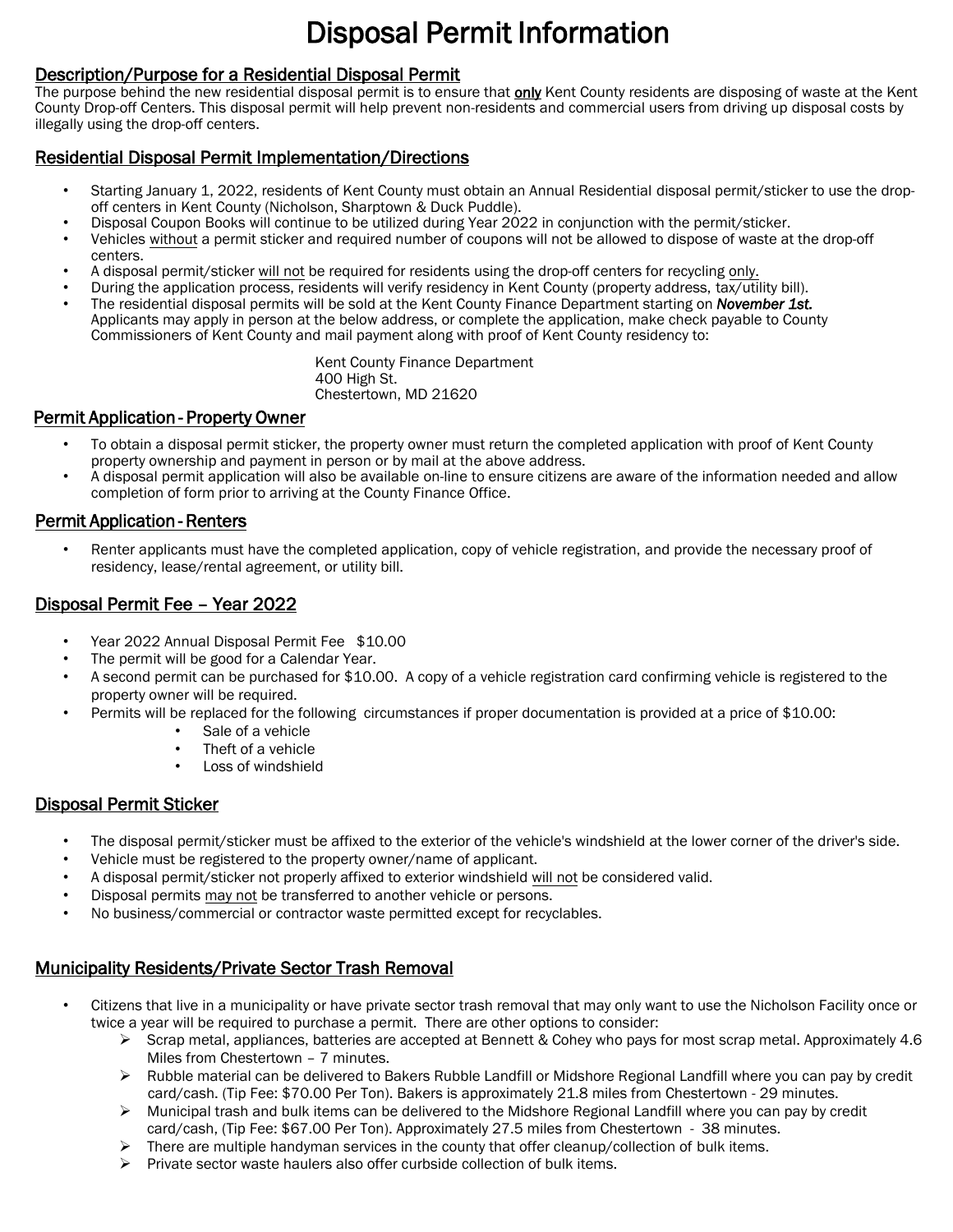# Disposal Permit Information

## Description/Purpose for a Residential Disposal Permit

The purpose behind the new residential disposal permit is to ensure that **only** Kent County residents are disposing of waste at the Kent County Drop-off Centers. This disposal permit will help prevent non-residents and commercial users from driving up disposal costs by illegally using the drop-off centers.

## Residential Disposal Permit Implementation/Directions

- Starting January 1, 2022, residents of Kent County must obtain an Annual Residential disposal permit/sticker to use the drop-off centers in Kent County (Nicholson, Sharptown & Duck Puddle).
- Disposal Coupon Books will continue to be utilized during Year 2022 in conjunction with the permit/sticker.
- Vehicles without a permit sticker and required number of coupons will not be allowed to dispose of waste at the drop-off centers.
- A disposal permit/sticker will not be required for residents using the drop-off centers for recycling only.
- During the application process, residents will verify residency in Kent County (property address, tax/utility bill).
- The residential disposal permits will be sold at the Kent County Finance Department starting on ***November 1st.*** Applicants may apply in person at the below address, or complete the application, make check payable to County Commissioners of Kent County and mail payment along with proof of Kent County residency to:

  Kent County Finance Department
  400 High St.
  Chestertown, MD 21620

## Permit Application - Property Owner

- To obtain a disposal permit sticker, the property owner must return the completed application with proof of Kent County property ownership and payment in person or by mail at the above address.
- A disposal permit application will also be available on-line to ensure citizens are aware of the information needed and allow completion of form prior to arriving at the County Finance Office.

## Permit Application - Renters

- Renter applicants must have the completed application, copy of vehicle registration, and provide the necessary proof of residency, lease/rental agreement, or utility bill.

## Disposal Permit Fee – Year 2022

- Year 2022 Annual Disposal Permit Fee $10.00
- The permit will be good for a Calendar Year.
- A second permit can be purchased for $10.00. A copy of a vehicle registration card confirming vehicle is registered to the property owner will be required.
- Permits will be replaced for the following circumstances if proper documentation is provided at a price of $10.00:
  - Sale of a vehicle
  - Theft of a vehicle
  - Loss of windshield

## Disposal Permit Sticker

- The disposal permit/sticker must be affixed to the exterior of the vehicle's windshield at the lower corner of the driver's side.
- Vehicle must be registered to the property owner/name of applicant.
- A disposal permit/sticker not properly affixed to exterior windshield will not be considered valid.
- Disposal permits may not be transferred to another vehicle or persons.
- No business/commercial or contractor waste permitted except for recyclables.

## Municipality Residents/Private Sector Trash Removal

- Citizens that live in a municipality or have private sector trash removal that may only want to use the Nicholson Facility once or twice a year will be required to purchase a permit. There are other options to consider:
  - Scrap metal, appliances, batteries are accepted at Bennett & Cohey who pays for most scrap metal. Approximately 4.6 Miles from Chestertown – 7 minutes.
  - Rubble material can be delivered to Bakers Rubble Landfill or Midshore Regional Landfill where you can pay by credit card/cash. (Tip Fee: $70.00 Per Ton). Bakers is approximately 21.8 miles from Chestertown - 29 minutes.
  - Municipal trash and bulk items can be delivered to the Midshore Regional Landfill where you can pay by credit card/cash, (Tip Fee: $67.00 Per Ton). Approximately 27.5 miles from Chestertown - 38 minutes.
  - There are multiple handyman services in the county that offer cleanup/collection of bulk items.
  - Private sector waste haulers also offer curbside collection of bulk items.